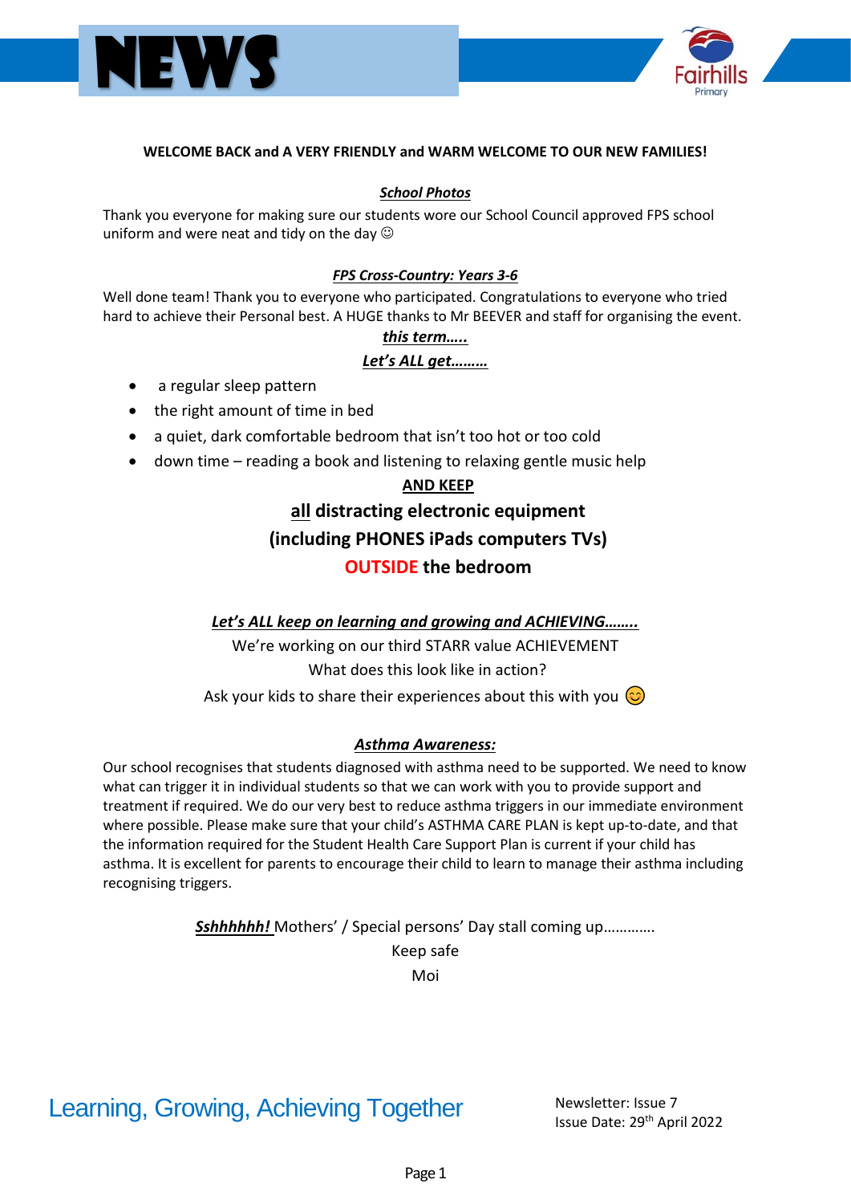# NEWS

Fairhills Primary

**WELCOME BACK and A VERY FRIENDLY and WARM WELCOME TO OUR NEW FAMILIES!**

### ***School Photos***

Thank you everyone for making sure our students wore our School Council approved FPS school uniform and were neat and tidy on the day ☺

### ***FPS Cross-Country: Years 3-6***

Well done team! Thank you to everyone who participated. Congratulations to everyone who tried hard to achieve their Personal best. A HUGE thanks to Mr BEEVER and staff for organising the event.

***this term…..***

***Let's ALL get………***

- a regular sleep pattern
- the right amount of time in bed
- a quiet, dark comfortable bedroom that isn't too hot or too cold
- down time – reading a book and listening to relaxing gentle music help

**AND KEEP**

**all distracting electronic equipment**

**(including PHONES iPads computers TVs)**

**OUTSIDE the bedroom**

***Let's ALL keep on learning and growing and ACHIEVING……..***

We're working on our third STARR value ACHIEVEMENT

What does this look like in action?

Ask your kids to share their experiences about this with you 😊

### ***Asthma Awareness:***

Our school recognises that students diagnosed with asthma need to be supported. We need to know what can trigger it in individual students so that we can work with you to provide support and treatment if required. We do our very best to reduce asthma triggers in our immediate environment where possible. Please make sure that your child's ASTHMA CARE PLAN is kept up-to-date, and that the information required for the Student Health Care Support Plan is current if your child has asthma. It is excellent for parents to encourage their child to learn to manage their asthma including recognising triggers.

***Sshhhhhh!*** Mothers' / Special persons' Day stall coming up…………

Keep safe

Moi

Learning, Growing, Achieving Together

Newsletter: Issue 7

Issue Date: 29th April 2022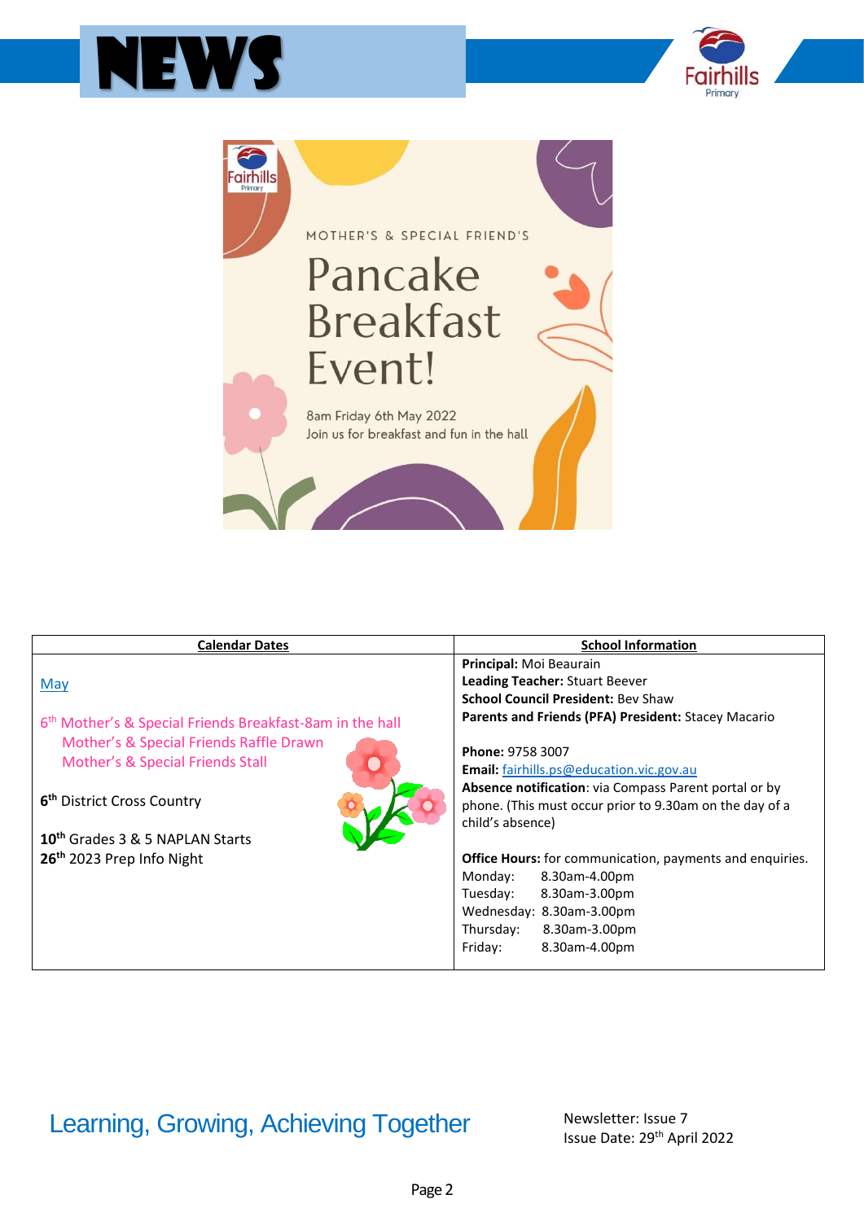# NEWS

MOTHER'S & SPECIAL FRIEND'S

# Pancake Breakfast Event!

8am Friday 6th May 2022

Join us for breakfast and fun in the hall

| Calendar Dates | School Information |
|---|---|
| May<br><br>6th Mother's & Special Friends Breakfast-8am in the hall<br>Mother's & Special Friends Raffle Drawn<br>Mother's & Special Friends Stall<br><br>**6th** District Cross Country<br><br>**10th** Grades 3 & 5 NAPLAN Starts<br>**26th** 2023 Prep Info Night | **Principal:** Moi Beaurain<br>**Leading Teacher:** Stuart Beever<br>**School Council President:** Bev Shaw<br>**Parents and Friends (PFA) President:** Stacey Macario<br><br>**Phone:** 9758 3007<br>**Email:** fairhills.ps@education.vic.gov.au<br>**Absence notification**: via Compass Parent portal or by phone. (This must occur prior to 9.30am on the day of a child's absence)<br><br>**Office Hours:** for communication, payments and enquiries.<br>Monday: 8.30am-4.00pm<br>Tuesday: 8.30am-3.00pm<br>Wednesday: 8.30am-3.00pm<br>Thursday: 8.30am-3.00pm<br>Friday: 8.30am-4.00pm |

Learning, Growing, Achieving Together

Newsletter: Issue 7
Issue Date: 29th April 2022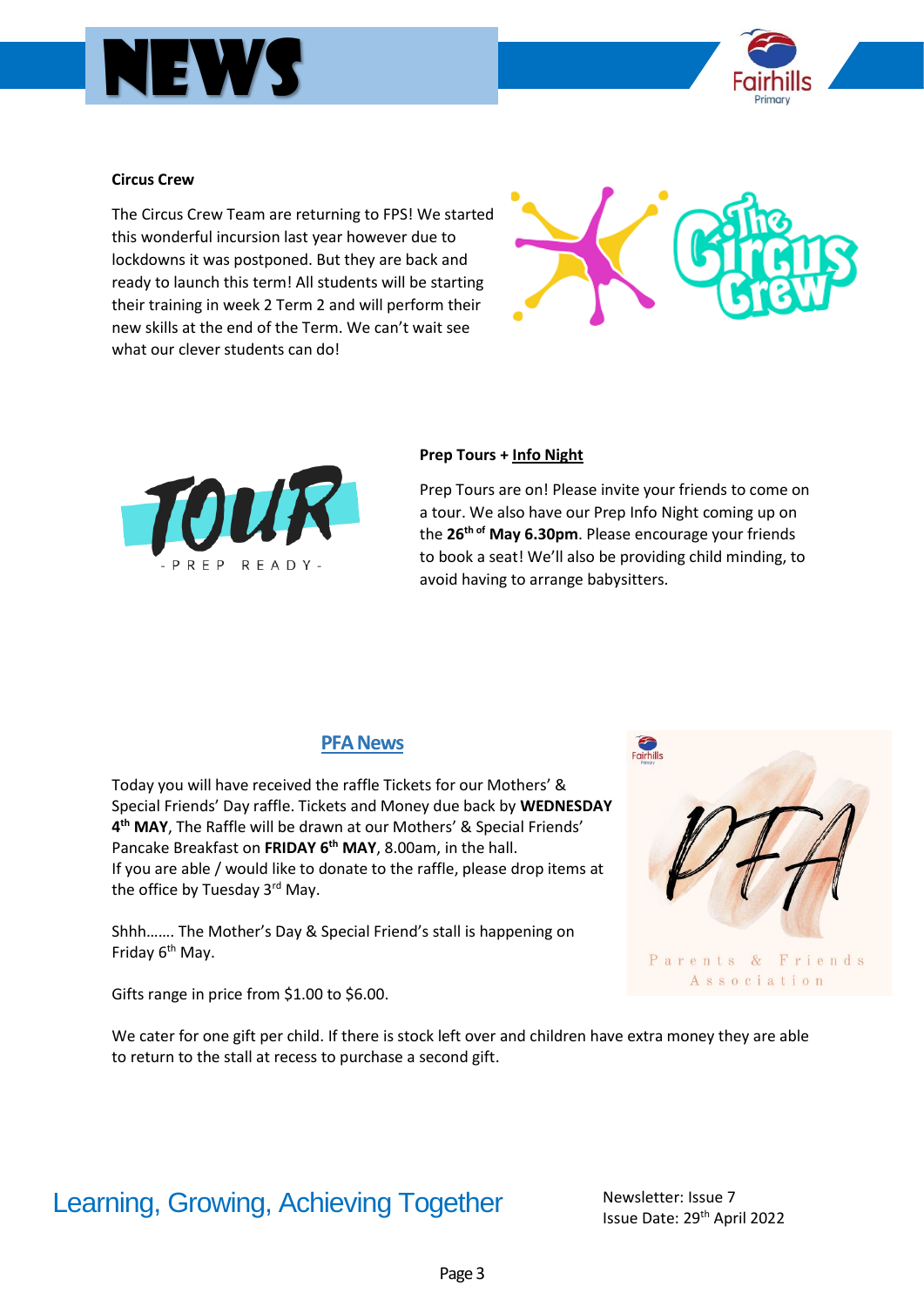# NEWS

**Circus Crew**

The Circus Crew Team are returning to FPS! We started this wonderful incursion last year however due to lockdowns it was postponed. But they are back and ready to launch this term! All students will be starting their training in week 2 Term 2 and will perform their new skills at the end of the Term. We can't wait see what our clever students can do!

**Prep Tours + Info Night**

Prep Tours are on! Please invite your friends to come on a tour. We also have our Prep Info Night coming up on the **26th of May 6.30pm**. Please encourage your friends to book a seat! We'll also be providing child minding, to avoid having to arrange babysitters.

## PFA News

Today you will have received the raffle Tickets for our Mothers' & Special Friends' Day raffle. Tickets and Money due back by **WEDNESDAY 4th MAY**, The Raffle will be drawn at our Mothers' & Special Friends' Pancake Breakfast on **FRIDAY 6th MAY**, 8.00am, in the hall.
If you are able / would like to donate to the raffle, please drop items at the office by Tuesday 3rd May.

Shhh……. The Mother's Day & Special Friend's stall is happening on Friday 6th May.

Gifts range in price from $1.00 to $6.00.

We cater for one gift per child. If there is stock left over and children have extra money they are able to return to the stall at recess to purchase a second gift.

Learning, Growing, Achieving Together

Newsletter: Issue 7
Issue Date: 29th April 2022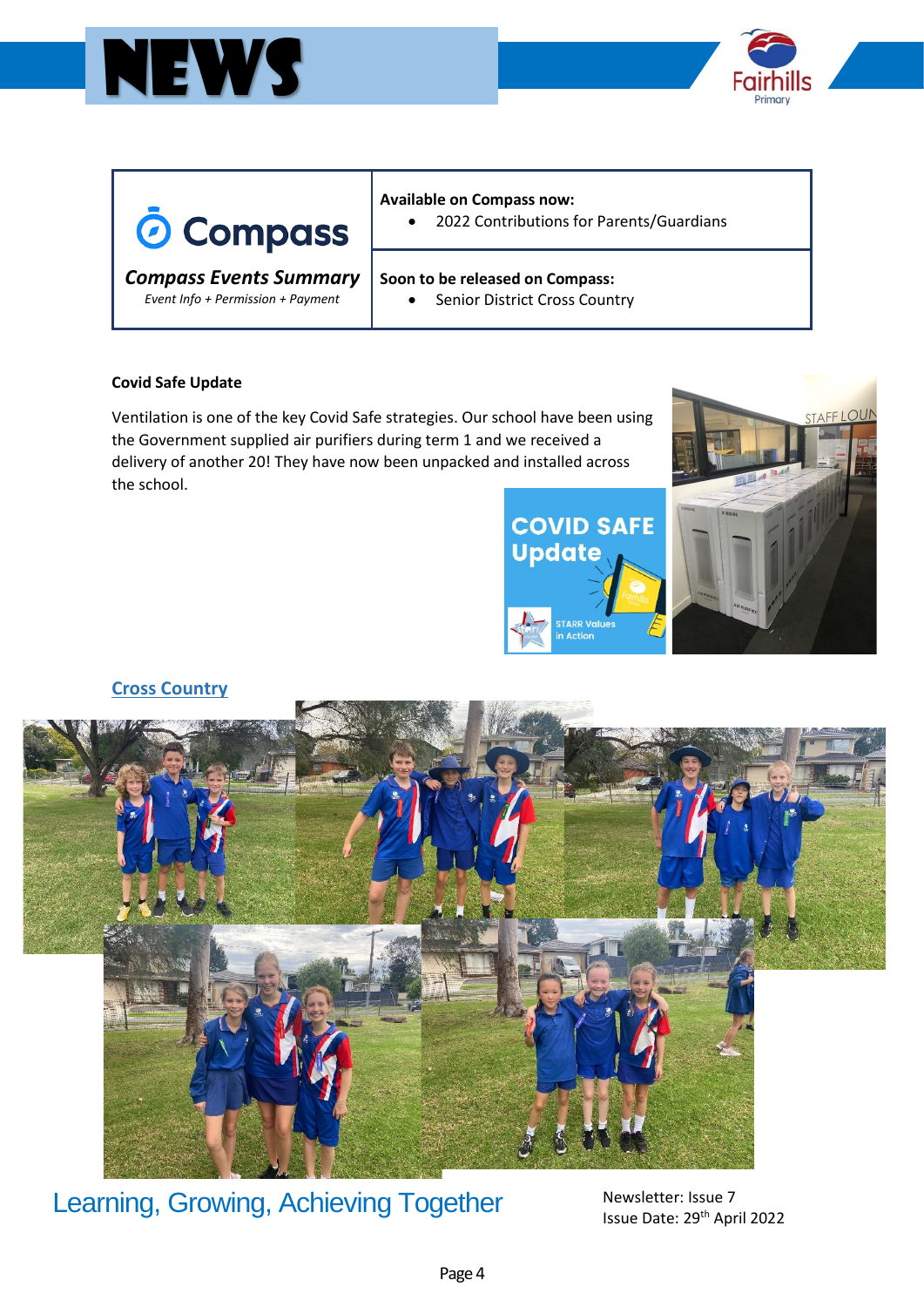# NEWS

| Compass Events Summary<br>*Event Info + Permission + Payment* | **Available on Compass now:**<br>• 2022 Contributions for Parents/Guardians |
| --- | --- |
| | **Soon to be released on Compass:**<br>• Senior District Cross Country |

**Covid Safe Update**

Ventilation is one of the key Covid Safe strategies. Our school have been using the Government supplied air purifiers during term 1 and we received a delivery of another 20! They have now been unpacked and installed across the school.

## Cross Country

Learning, Growing, Achieving Together

Newsletter: Issue 7
Issue Date: 29th April 2022